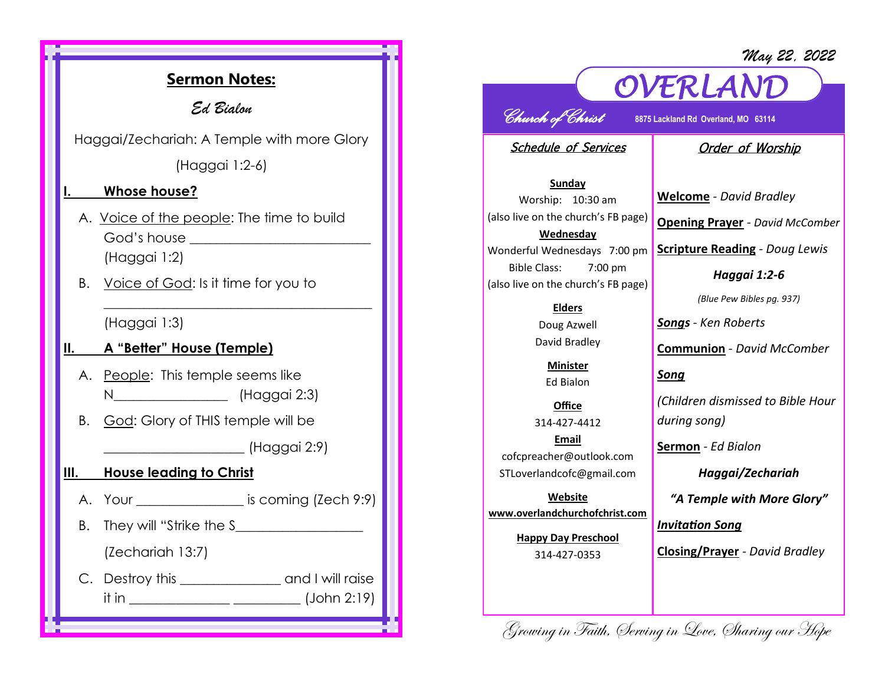## Sermon Notes:

*Ed Bialon*

Haggai/Zechariah: A Temple with more Glory

(Haggai 1:2-6)

### I. Whose house?

A. Voice of the people: The time to build God's house ________________________ (Haggai 1:2)

B. Voice of God: Is it time for you to ________________________________________ (Haggai 1:3)

### II. A "Better" House (Temple)

A. People: This temple seems like N________________ (Haggai 2:3)

B. God: Glory of THIS temple will be ____________________ (Haggai 2:9)

### III. House leading to Christ

A. Your _______________ is coming (Zech 9:9)

B. They will "Strike the S_________________ (Zechariah 13:7)

C. Destroy this ______________ and I will raise it in ______________ _________ (John 2:19)

---

*May 22, 2022*

# OVERLAND

*Church of Christ* 8875 Lackland Rd Overland, MO 63114

## Schedule of Services

**Sunday**

Worship: 10:30 am

(also live on the church's FB page)

**Wednesday**

Wonderful Wednesdays 7:00 pm

Bible Class: 7:00 pm

(also live on the church's FB page)

**Elders**

Doug Azwell

David Bradley

**Minister**

Ed Bialon

**Office**

314-427-4412

**Email**

cofcpreacher@outlook.com

STLoverlandcofc@gmail.com

**Website**

**www.overlandchurchofchrist.com**

**Happy Day Preschool**

314-427-0353

## Order of Worship

**Welcome** - *David Bradley*

**Opening Prayer** - *David McComber*

**Scripture Reading** - *Doug Lewis*

***Haggai 1:2-6***

*(Blue Pew Bibles pg. 937)*

***Songs*** - *Ken Roberts*

**Communion** - *David McComber*

***Song***

*(Children dismissed to Bible Hour during song)*

**Sermon** - *Ed Bialon*

***Haggai/Zechariah***

***"A Temple with More Glory"***

***Invitation Song***

**Closing/Prayer** - *David Bradley*

*Growing in Faith, Serving in Love, Sharing our Hope*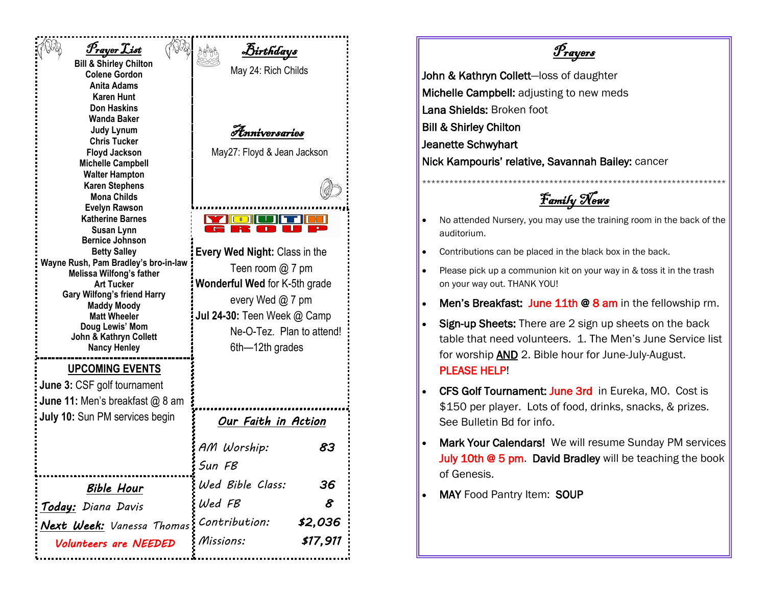## Prayer List

**Bill & Shirley Chilton**
**Colene Gordon**
**Anita Adams**
**Karen Hunt**
**Don Haskins**
**Wanda Baker**
**Judy Lynum**
**Chris Tucker**
**Floyd Jackson**
**Michelle Campbell**
**Walter Hampton**
**Karen Stephens**
**Mona Childs**
**Evelyn Rawson**
**Katherine Barnes**
**Susan Lynn**
**Bernice Johnson**
**Betty Salley**
**Wayne Rush, Pam Bradley's bro-in-law**
**Melissa Wilfong's father**
**Art Tucker**
**Gary Wilfong's friend Harry**
**Maddy Moody**
**Matt Wheeler**
**Doug Lewis' Mom**
**John & Kathryn Collett**
**Nancy Henley**

## UPCOMING EVENTS

**June 3:** CSF golf tournament
**June 11:** Men's breakfast @ 8 am
**July 10:** Sun PM services begin

## Bible Hour

***Today:*** *Diana Davis*
***Next Week:*** *Vanessa Thomas*
*Volunteers are NEEDED*

## Birthdays

May 24: Rich Childs

## Anniversaries

May27: Floyd & Jean Jackson

## YOUTH GROUP

**Every Wed Night:** Class in the Teen room @ 7 pm
**Wonderful Wed** for K-5th grade every Wed @ 7 pm
**Jul 24-30:** Teen Week @ Camp Ne-O-Tez. Plan to attend! 6th—12th grades

## Our Faith in Action

| | |
|---|---|
| AM Worship: | 83 |
| Sun FB | |
| Wed Bible Class: | 36 |
| Wed FB | 8 |
| Contribution: | $2,036 |
| Missions: | $17,911 |

## Prayers

**John & Kathryn Collett**—loss of daughter
**Michelle Campbell:** adjusting to new meds
**Lana Shields:** Broken foot
**Bill & Shirley Chilton**
**Jeanette Schwyhart**
**Nick Kampouris' relative, Savannah Bailey:** cancer

*************************************************************************

## Family News

- No attended Nursery, you may use the training room in the back of the auditorium.
- Contributions can be placed in the black box in the back.
- Please pick up a communion kit on your way in & toss it in the trash on your way out. THANK YOU!
- **Men's Breakfast: June 11th @ 8 am** in the fellowship rm.
- **Sign-up Sheets:** There are 2 sign up sheets on the back table that need volunteers. 1. The Men's June Service list for worship AND 2. Bible hour for June-July-August. **PLEASE HELP!**
- **CFS Golf Tournament: June 3rd** in Eureka, MO. Cost is $150 per player. Lots of food, drinks, snacks, & prizes. See Bulletin Bd for info.
- **Mark Your Calendars!** We will resume Sunday PM services **July 10th @ 5 pm**. **David Bradley** will be teaching the book of Genesis.
- **MAY** Food Pantry Item: **SOUP**